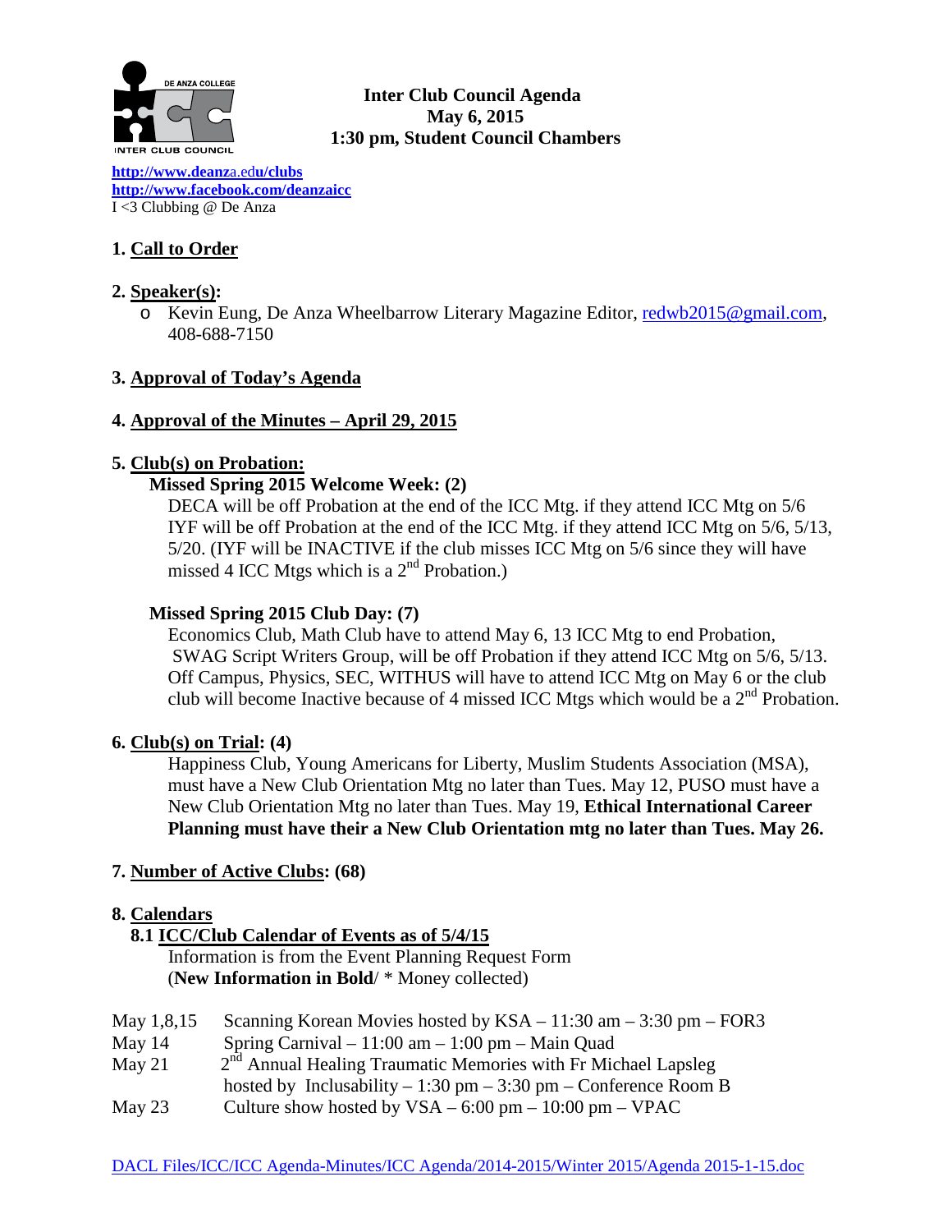**Inter Club Council Agenda**
**May 6, 2015**
**1:30 pm, Student Council Chambers**

**http://www.deanza.edu/clubs**
**http://www.facebook.com/deanzaicc**
I <3 Clubbing @ De Anza

## 1. Call to Order

## 2. Speaker(s):

- Kevin Eung, De Anza Wheelbarrow Literary Magazine Editor, redwb2015@gmail.com, 408-688-7150

## 3. Approval of Today's Agenda

## 4. Approval of the Minutes – April 29, 2015

## 5. Club(s) on Probation:

**Missed Spring 2015 Welcome Week: (2)**

DECA will be off Probation at the end of the ICC Mtg. if they attend ICC Mtg on 5/6
IYF will be off Probation at the end of the ICC Mtg. if they attend ICC Mtg on 5/6, 5/13, 5/20. (IYF will be INACTIVE if the club misses ICC Mtg on 5/6 since they will have missed 4 ICC Mtgs which is a 2nd Probation.)

**Missed Spring 2015 Club Day: (7)**

Economics Club, Math Club have to attend May 6, 13 ICC Mtg to end Probation,
SWAG Script Writers Group, will be off Probation if they attend ICC Mtg on 5/6, 5/13.
Off Campus, Physics, SEC, WITHUS will have to attend ICC Mtg on May 6 or the club club will become Inactive because of 4 missed ICC Mtgs which would be a 2nd Probation.

## 6. Club(s) on Trial: (4)

Happiness Club, Young Americans for Liberty, Muslim Students Association (MSA), must have a New Club Orientation Mtg no later than Tues. May 12, PUSO must have a New Club Orientation Mtg no later than Tues. May 19, **Ethical International Career Planning must have their a New Club Orientation mtg no later than Tues. May 26.**

## 7. Number of Active Clubs: (68)

## 8. Calendars

### 8.1 ICC/Club Calendar of Events as of 5/4/15

Information is from the Event Planning Request Form
(**New Information in Bold**/ * Money collected)

| | |
|---|---|
| May 1,8,15 | Scanning Korean Movies hosted by KSA – 11:30 am – 3:30 pm – FOR3 |
| May 14 | Spring Carnival – 11:00 am – 1:00 pm – Main Quad |
| May 21 | 2nd Annual Healing Traumatic Memories with Fr Michael Lapsleg hosted by Inclusability – 1:30 pm – 3:30 pm – Conference Room B |
| May 23 | Culture show hosted by VSA – 6:00 pm – 10:00 pm – VPAC |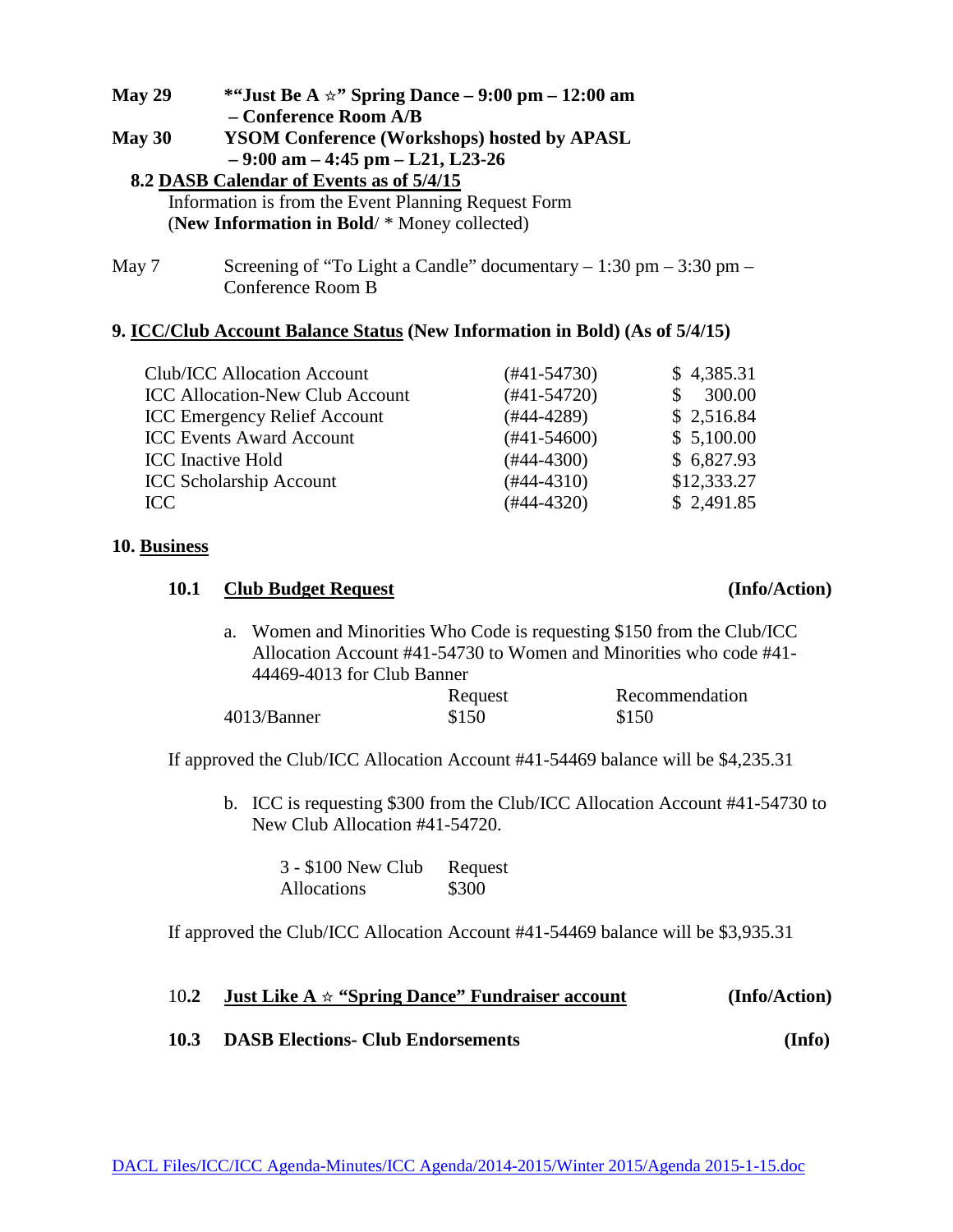**May 29** **\*"Just Be A ☆" Spring Dance – 9:00 pm – 12:00 am – Conference Room A/B**

**May 30** **YSOM Conference (Workshops) hosted by APASL – 9:00 am – 4:45 pm – L21, L23-26**

**8.2 DASB Calendar of Events as of 5/4/15**

Information is from the Event Planning Request Form
(**New Information in Bold**/ * Money collected)

May 7 Screening of "To Light a Candle" documentary – 1:30 pm – 3:30 pm – Conference Room B

## 9. ICC/Club Account Balance Status (New Information in Bold) (As of 5/4/15)

| Account | Number | Balance |
|---|---|---|
| Club/ICC Allocation Account | (#41-54730) | $ 4,385.31 |
| ICC Allocation-New Club Account | (#41-54720) | $ 300.00 |
| ICC Emergency Relief Account | (#44-4289) | $ 2,516.84 |
| ICC Events Award Account | (#41-54600) | $ 5,100.00 |
| ICC Inactive Hold | (#44-4300) | $ 6,827.93 |
| ICC Scholarship Account | (#44-4310) | $12,333.27 |
| ICC | (#44-4320) | $ 2,491.85 |

## 10. Business

### 10.1 Club Budget Request (Info/Action)

a. Women and Minorities Who Code is requesting $150 from the Club/ICC Allocation Account #41-54730 to Women and Minorities who code #41-44469-4013 for Club Banner

| | Request | Recommendation |
|---|---|---|
| 4013/Banner | $150 | $150 |

If approved the Club/ICC Allocation Account #41-54469 balance will be $4,235.31

b. ICC is requesting $300 from the Club/ICC Allocation Account #41-54730 to New Club Allocation #41-54720.

| | Request |
|---|---|
| 3 - $100 New Club Allocations | $300 |

If approved the Club/ICC Allocation Account #41-54469 balance will be $3,935.31

### 10.2 Just Like A ☆ "Spring Dance" Fundraiser account (Info/Action)

### 10.3 DASB Elections- Club Endorsements (Info)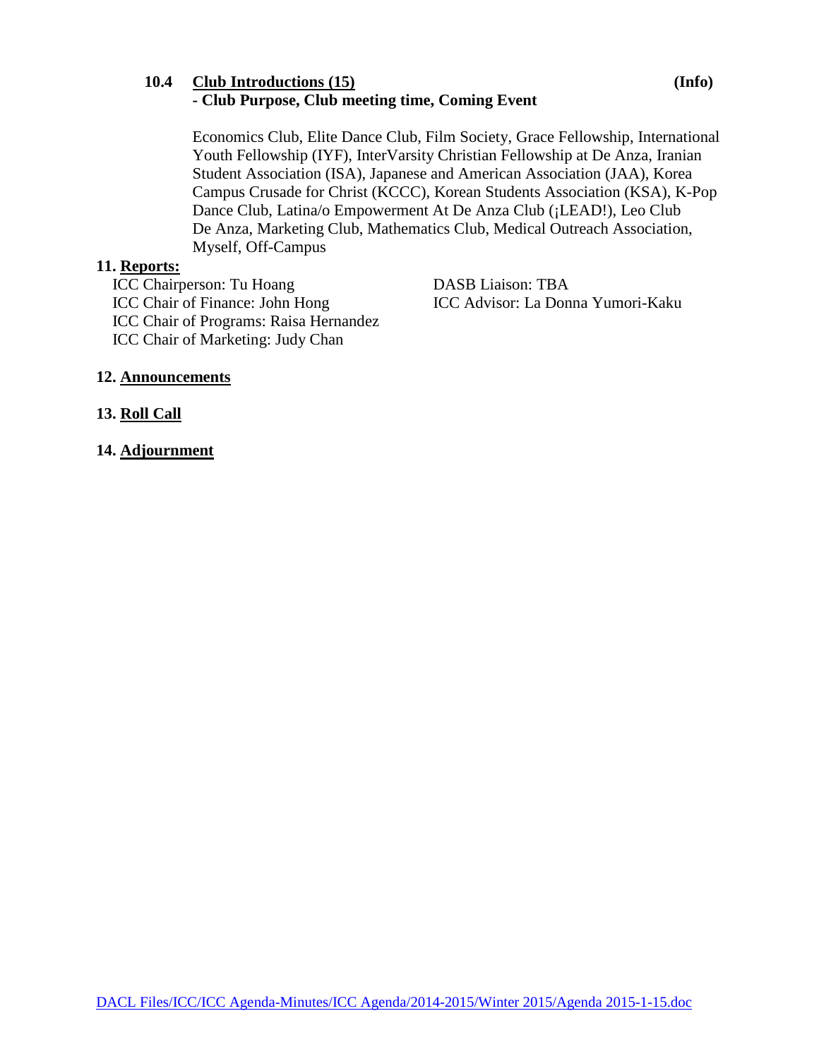**10.4 Club Introductions (15)** **(Info)**

**- Club Purpose, Club meeting time, Coming Event**

Economics Club, Elite Dance Club, Film Society, Grace Fellowship, International Youth Fellowship (IYF), InterVarsity Christian Fellowship at De Anza, Iranian Student Association (ISA), Japanese and American Association (JAA), Korea Campus Crusade for Christ (KCCC), Korean Students Association (KSA), K-Pop Dance Club, Latina/o Empowerment At De Anza Club (¡LEAD!), Leo Club De Anza, Marketing Club, Mathematics Club, Medical Outreach Association, Myself, Off-Campus

## 11. Reports:

ICC Chairperson: Tu Hoang
ICC Chair of Finance: John Hong
ICC Chair of Programs: Raisa Hernandez
ICC Chair of Marketing: Judy Chan
DASB Liaison: TBA
ICC Advisor: La Donna Yumori-Kaku

## 12. Announcements

## 13. Roll Call

## 14. Adjournment

DACL Files/ICC/ICC Agenda-Minutes/ICC Agenda/2014-2015/Winter 2015/Agenda 2015-1-15.doc